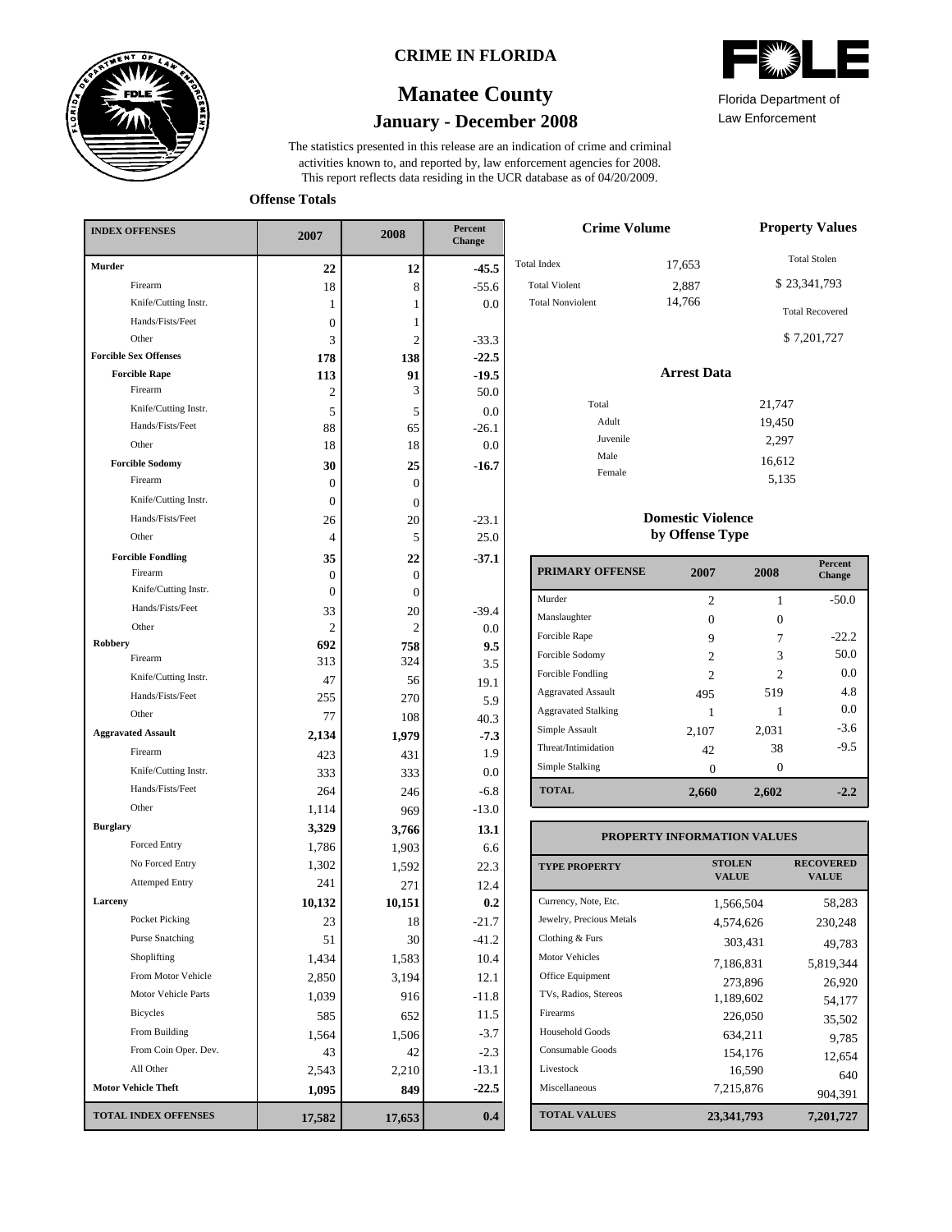# CRIME IN FLORIDA

## Manatee County

### January - December 2008

Florida Department of Law Enforcement

The statistics presented in this release are an indication of crime and criminal activities known to, and reported by, law enforcement agencies for 2008. This report reflects data residing in the UCR database as of 04/20/2009.

**Offense Totals**

| INDEX OFFENSES | 2007 | 2008 | Percent Change |
|---|---|---|---|
| **Murder** | **22** | **12** | **-45.5** |
| Firearm | 18 | 8 | -55.6 |
| Knife/Cutting Instr. | 1 | 1 | 0.0 |
| Hands/Fists/Feet | 0 | 1 | |
| Other | 3 | 2 | -33.3 |
| **Forcible Sex Offenses** | **178** | **138** | **-22.5** |
| **Forcible Rape** | **113** | **91** | **-19.5** |
| Firearm | 2 | 3 | 50.0 |
| Knife/Cutting Instr. | 5 | 5 | 0.0 |
| Hands/Fists/Feet | 88 | 65 | -26.1 |
| Other | 18 | 18 | 0.0 |
| **Forcible Sodomy** | **30** | **25** | **-16.7** |
| Firearm | 0 | 0 | |
| Knife/Cutting Instr. | 0 | 0 | |
| Hands/Fists/Feet | 26 | 20 | -23.1 |
| Other | 4 | 5 | 25.0 |
| **Forcible Fondling** | **35** | **22** | **-37.1** |
| Firearm | 0 | 0 | |
| Knife/Cutting Instr. | 0 | 0 | |
| Hands/Fists/Feet | 33 | 20 | -39.4 |
| Other | 2 | 2 | 0.0 |
| **Robbery** | **692** | **758** | **9.5** |
| Firearm | 313 | 324 | 3.5 |
| Knife/Cutting Instr. | 47 | 56 | 19.1 |
| Hands/Fists/Feet | 255 | 270 | 5.9 |
| Other | 77 | 108 | 40.3 |
| **Aggravated Assault** | **2,134** | **1,979** | **-7.3** |
| Firearm | 423 | 431 | 1.9 |
| Knife/Cutting Instr. | 333 | 333 | 0.0 |
| Hands/Fists/Feet | 264 | 246 | -6.8 |
| Other | 1,114 | 969 | -13.0 |
| **Burglary** | **3,329** | **3,766** | **13.1** |
| Forced Entry | 1,786 | 1,903 | 6.6 |
| No Forced Entry | 1,302 | 1,592 | 22.3 |
| Attemped Entry | 241 | 271 | 12.4 |
| **Larceny** | **10,132** | **10,151** | **0.2** |
| Pocket Picking | 23 | 18 | -21.7 |
| Purse Snatching | 51 | 30 | -41.2 |
| Shoplifting | 1,434 | 1,583 | 10.4 |
| From Motor Vehicle | 2,850 | 3,194 | 12.1 |
| Motor Vehicle Parts | 1,039 | 916 | -11.8 |
| Bicycles | 585 | 652 | 11.5 |
| From Building | 1,564 | 1,506 | -3.7 |
| From Coin Oper. Dev. | 43 | 42 | -2.3 |
| All Other | 2,543 | 2,210 | -13.1 |
| **Motor Vehicle Theft** | **1,095** | **849** | **-22.5** |
| **TOTAL INDEX OFFENSES** | **17,582** | **17,653** | **0.4** |

**Crime Volume**

| | |
|---|---|
| Total Index | 17,653 |
| Total Violent | 2,887 |
| Total Nonviolent | 14,766 |

**Property Values**

Total Stolen: $ 23,341,793

Total Recovered: $ 7,201,727

**Arrest Data**

| | |
|---|---|
| Total | 21,747 |
| Adult | 19,450 |
| Juvenile | 2,297 |
| Male | 16,612 |
| Female | 5,135 |

**Domestic Violence by Offense Type**

| PRIMARY OFFENSE | 2007 | 2008 | Percent Change |
|---|---|---|---|
| Murder | 2 | 1 | -50.0 |
| Manslaughter | 0 | 0 | |
| Forcible Rape | 9 | 7 | -22.2 |
| Forcible Sodomy | 2 | 3 | 50.0 |
| Forcible Fondling | 2 | 2 | 0.0 |
| Aggravated Assault | 495 | 519 | 4.8 |
| Aggravated Stalking | 1 | 1 | 0.0 |
| Simple Assault | 2,107 | 2,031 | -3.6 |
| Threat/Intimidation | 42 | 38 | -9.5 |
| Simple Stalking | 0 | 0 | |
| **TOTAL** | **2,660** | **2,602** | **-2.2** |

**PROPERTY INFORMATION VALUES**

| TYPE PROPERTY | STOLEN VALUE | RECOVERED VALUE |
|---|---|---|
| Currency, Note, Etc. | 1,566,504 | 58,283 |
| Jewelry, Precious Metals | 4,574,626 | 230,248 |
| Clothing & Furs | 303,431 | 49,783 |
| Motor Vehicles | 7,186,831 | 5,819,344 |
| Office Equipment | 273,896 | 26,920 |
| TVs, Radios, Stereos | 1,189,602 | 54,177 |
| Firearms | 226,050 | 35,502 |
| Household Goods | 634,211 | 9,785 |
| Consumable Goods | 154,176 | 12,654 |
| Livestock | 16,590 | 640 |
| Miscellaneous | 7,215,876 | 904,391 |
| **TOTAL VALUES** | **23,341,793** | **7,201,727** |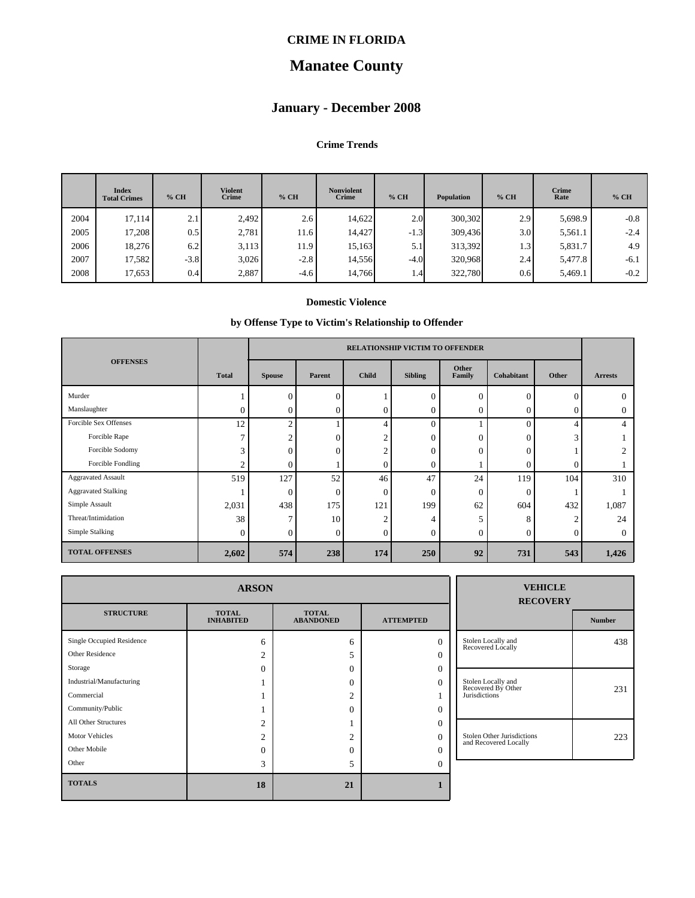**CRIME IN FLORIDA**

# Manatee County

## January - December 2008

### Crime Trends

| | Index Total Crimes | % CH | Violent Crime | % CH | Nonviolent Crime | % CH | Population | % CH | Crime Rate | % CH |
|---|---|---|---|---|---|---|---|---|---|---|
| 2004 | 17,114 | 2.1 | 2,492 | 2.6 | 14,622 | 2.0 | 300,302 | 2.9 | 5,698.9 | -0.8 |
| 2005 | 17,208 | 0.5 | 2,781 | 11.6 | 14,427 | -1.3 | 309,436 | 3.0 | 5,561.1 | -2.4 |
| 2006 | 18,276 | 6.2 | 3,113 | 11.9 | 15,163 | 5.1 | 313,392 | 1.3 | 5,831.7 | 4.9 |
| 2007 | 17,582 | -3.8 | 3,026 | -2.8 | 14,556 | -4.0 | 320,968 | 2.4 | 5,477.8 | -6.1 |
| 2008 | 17,653 | 0.4 | 2,887 | -4.6 | 14,766 | 1.4 | 322,780 | 0.6 | 5,469.1 | -0.2 |

### Domestic Violence

### by Offense Type to Victim's Relationship to Offender

| OFFENSES | | RELATIONSHIP VICTIM TO OFFENDER | | | | | | | |
|---|---|---|---|---|---|---|---|---|---|
| | Total | Spouse | Parent | Child | Sibling | Other Family | Cohabitant | Other | Arrests |
| Murder | 1 | 0 | 0 | 1 | 0 | 0 | 0 | 0 | 0 |
| Manslaughter | 0 | 0 | 0 | 0 | 0 | 0 | 0 | 0 | 0 |
| Forcible Sex Offenses | 12 | 2 | 1 | 4 | 0 | 1 | 0 | 4 | 4 |
| Forcible Rape | 7 | 2 | 0 | 2 | 0 | 0 | 0 | 3 | 1 |
| Forcible Sodomy | 3 | 0 | 0 | 2 | 0 | 0 | 0 | 1 | 2 |
| Forcible Fondling | 2 | 0 | 1 | 0 | 0 | 1 | 0 | 0 | 1 |
| Aggravated Assault | 519 | 127 | 52 | 46 | 47 | 24 | 119 | 104 | 310 |
| Aggravated Stalking | 1 | 0 | 0 | 0 | 0 | 0 | 0 | 1 | 1 |
| Simple Assault | 2,031 | 438 | 175 | 121 | 199 | 62 | 604 | 432 | 1,087 |
| Threat/Intimidation | 38 | 7 | 10 | 2 | 4 | 5 | 8 | 2 | 24 |
| Simple Stalking | 0 | 0 | 0 | 0 | 0 | 0 | 0 | 0 | 0 |
| **TOTAL OFFENSES** | **2,602** | **574** | **238** | **174** | **250** | **92** | **731** | **543** | **1,426** |

| ARSON | | | |
|---|---|---|---|
| STRUCTURE | TOTAL INHABITED | TOTAL ABANDONED | ATTEMPTED |
| Single Occupied Residence | 6 | 6 | 0 |
| Other Residence | 2 | 5 | 0 |
| Storage | 0 | 0 | 0 |
| Industrial/Manufacturing | 1 | 0 | 0 |
| Commercial | 1 | 2 | 1 |
| Community/Public | 1 | 0 | 0 |
| All Other Structures | 2 | 1 | 0 |
| Motor Vehicles | 2 | 2 | 0 |
| Other Mobile | 0 | 0 | 0 |
| Other | 3 | 5 | 0 |
| **TOTALS** | **18** | **21** | **1** |

| VEHICLE RECOVERY | Number |
|---|---|
| Stolen Locally and Recovered Locally | 438 |
| Stolen Locally and Recovered By Other Jurisdictions | 231 |
| Stolen Other Jurisdictions and Recovered Locally | 223 |